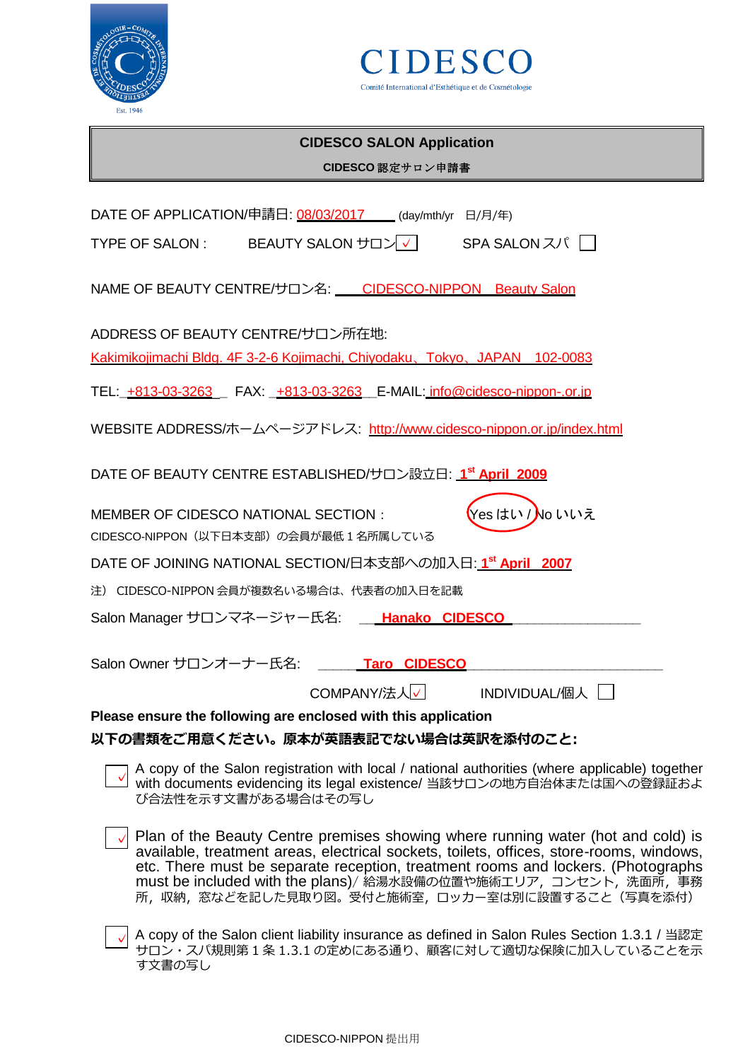CIDESCO

Comité International d'Esthétique et de Cosmétologie

**CIDESCO SALON Application**

**CIDESCO 認定サロン申請書**

DATE OF APPLICATION/申請日: 08/03/2017 (day/mth/yr 日/月/年)

TYPE OF SALON : BEAUTY SALON サロン ☑ SPA SALON スパ ☐

NAME OF BEAUTY CENTRE/サロン名: CIDESCO-NIPPON Beauty Salon

ADDRESS OF BEAUTY CENTRE/サロン所在地:

Kakimikojimachi Bldg. 4F 3-2-6 Kojimachi, Chiyodaku、Tokyo、JAPAN 102-0083

TEL: +813-03-3263 FAX: +813-03-3263 E-MAIL: info@cidesco-nippon-.or.jp

WEBSITE ADDRESS/ホームページアドレス: http://www.cidesco-nippon.or.jp/index.html

DATE OF BEAUTY CENTRE ESTABLISHED/サロン設立日: 1st April 2009

MEMBER OF CIDESCO NATIONAL SECTION : (Yes はい) / No いいえ

CIDESCO-NIPPON（以下日本支部）の会員が最低 1 名所属している

DATE OF JOINING NATIONAL SECTION/日本支部への加入日: 1st April 2007

注） CIDESCO-NIPPON 会員が複数名いる場合は、代表者の加入日を記載

Salon Manager サロンマネージャー氏名: Hanako CIDESCO

Salon Owner サロンオーナー氏名: Taro CIDESCO

COMPANY/法人 ☑ INDIVIDUAL/個人 ☐

**Please ensure the following are enclosed with this application**

**以下の書類をご用意ください。原本が英語表記でない場合は英訳を添付のこと:**

- ☑ A copy of the Salon registration with local / national authorities (where applicable) together with documents evidencing its legal existence/ 当該サロンの地方自治体または国への登録証および合法性を示す文書がある場合はその写し

- ☑ Plan of the Beauty Centre premises showing where running water (hot and cold) is available, treatment areas, electrical sockets, toilets, offices, store-rooms, windows, etc. There must be separate reception, treatment rooms and lockers. (Photographs must be included with the plans)/ 給湯水設備の位置や施術エリア，コンセント，洗面所，事務所，収納，窓などを記した見取り図。受付と施術室，ロッカー室は別に設置すること（写真を添付）

- ☑ A copy of the Salon client liability insurance as defined in Salon Rules Section 1.3.1 / 当認定サロン・スパ規則第 1 条 1.3.1 の定めにある通り、顧客に対して適切な保険に加入していることを示す文書の写し

CIDESCO-NIPPON 提出用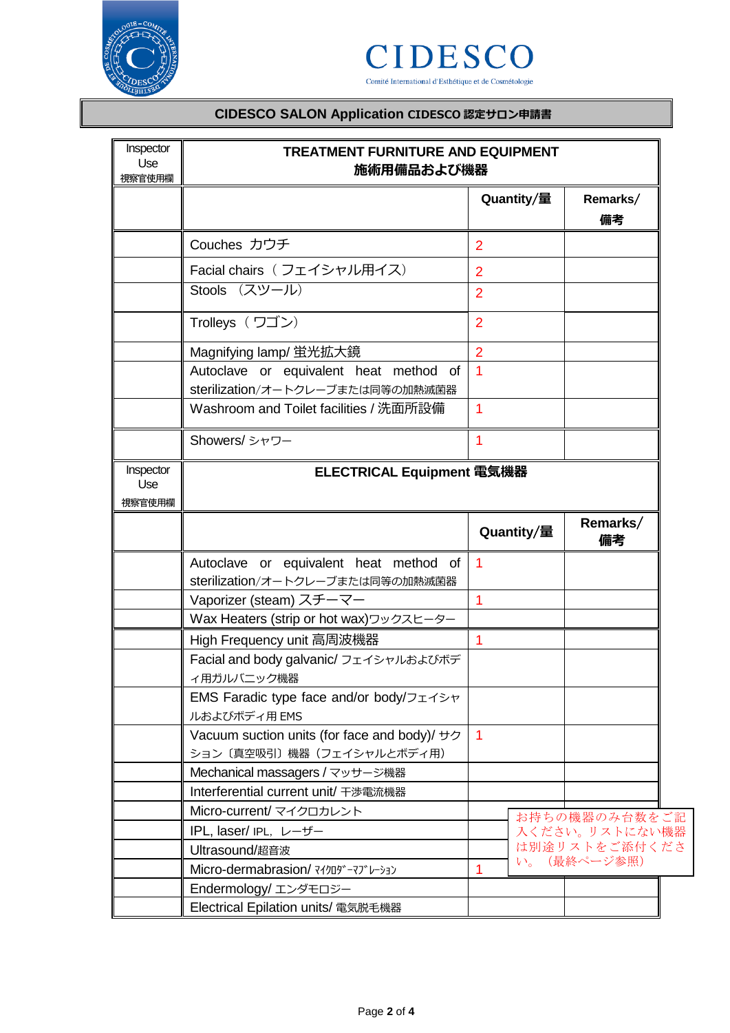# CIDESCO

Comité International d'Esthétique et de Cosmétologie

**CIDESCO SALON Application CIDESCO 認定サロン申請書**

| Inspector Use 視察官使用欄 | **TREATMENT FURNITURE AND EQUIPMENT 施術用備品および機器** | | |
|---|---|---|---|
| | | **Quantity/量** | **Remarks/備考** |
| | Couches カウチ | 2 | |
| | Facial chairs（フェイシャル用イス） | 2 | |
| | Stools （スツール） | 2 | |
| | Trolleys（ワゴン） | 2 | |
| | Magnifying lamp/ 蛍光拡大鏡 | 2 | |
| | Autoclave or equivalent heat method of sterilization/オートクレーブまたは同等の加熱滅菌器 | 1 | |
| | Washroom and Toilet facilities / 洗面所設備 | 1 | |
| | Showers/ シャワー | 1 | |
| Inspector Use 視察官使用欄 | **ELECTRICAL Equipment 電気機器** | | |
| | | **Quantity/量** | **Remarks/備考** |
| | Autoclave or equivalent heat method of sterilization/オートクレーブまたは同等の加熱滅菌器 | 1 | |
| | Vaporizer (steam) スチーマー | 1 | |
| | Wax Heaters (strip or hot wax)ワックスヒーター | | |
| | High Frequency unit 高周波機器 | 1 | |
| | Facial and body galvanic/ フェイシャルおよびボディ用ガルバニック機器 | | |
| | EMS Faradic type face and/or body/フェイシャルおよびボディ用 EMS | | |
| | Vacuum suction units (for face and body)/ サクション〔真空吸引〕機器（フェイシャルとボディ用） | 1 | |
| | Mechanical massagers / マッサージ機器 | | |
| | Interferential current unit/ 干渉電流機器 | | |
| | Micro-current/ マイクロカレント | | |
| | IPL, laser/ IPL, レーザー | | |
| | Ultrasound/超音波 | | |
| | Micro-dermabrasion/ ﾏｲｸﾛﾀﾞｰﾏﾌﾞﾚｰｼｮﾝ | 1 | |
| | Endermology/ エンダモロジー | | |
| | Electrical Epilation units/ 電気脱毛機器 | | |

お持ちの機器のみ台数をご記入ください。リストにない機器は別途リストをご添付ください。（最終ページ参照）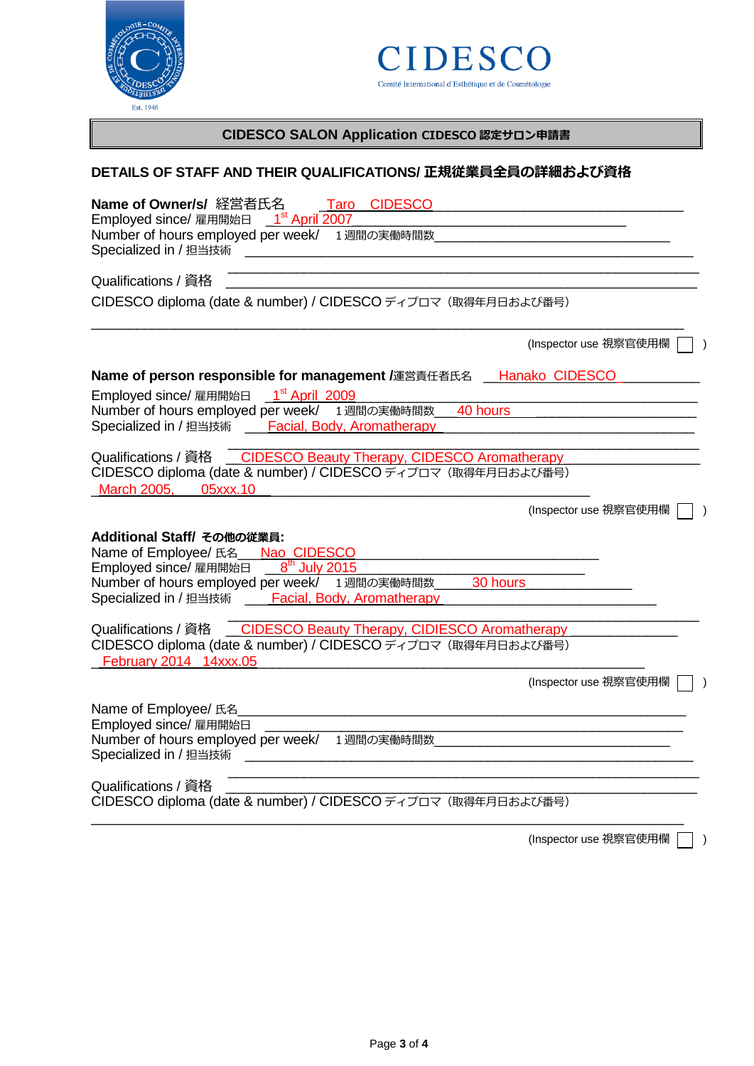CIDESCO

Comité International d'Esthétique et de Cosmétologie

**CIDESCO SALON Application CIDESCO 認定サロン申請書**

## DETAILS OF STAFF AND THEIR QUALIFICATIONS/ 正規従業員全員の詳細および資格

**Name of Owner/s/** 経営者氏名 Taro CIDESCO
Employed since/ 雇用開始日 1st April 2007
Number of hours employed per week/ 1 週間の実働時間数
Specialized in / 担当技術

Qualifications / 資格

CIDESCO diploma (date & number) / CIDESCO ディプロマ（取得年月日および番号）

(Inspector use 視察官使用欄 ☐ )

**Name of person responsible for management /**運営責任者氏名 Hanako CIDESCO
Employed since/ 雇用開始日 1st April 2009
Number of hours employed per week/ 1 週間の実働時間数 40 hours
Specialized in / 担当技術 Facial, Body, Aromatherapy

Qualifications / 資格 CIDESCO Beauty Therapy, CIDESCO Aromatherapy
CIDESCO diploma (date & number) / CIDESCO ディプロマ（取得年月日および番号）
March 2005, 05xxx.10

(Inspector use 視察官使用欄 ☐ )

**Additional Staff/ その他の従業員:**
Name of Employee/ 氏名 Nao CIDESCO
Employed since/ 雇用開始日 8th July 2015
Number of hours employed per week/ 1 週間の実働時間数 30 hours
Specialized in / 担当技術 Facial, Body, Aromatherapy

Qualifications / 資格 CIDESCO Beauty Therapy, CIDIESCO Aromatherapy
CIDESCO diploma (date & number) / CIDESCO ディプロマ（取得年月日および番号）
February 2014 14xxx.05

(Inspector use 視察官使用欄 ☐ )

Name of Employee/ 氏名
Employed since/ 雇用開始日
Number of hours employed per week/ 1 週間の実働時間数
Specialized in / 担当技術

Qualifications / 資格
CIDESCO diploma (date & number) / CIDESCO ディプロマ（取得年月日および番号）

(Inspector use 視察官使用欄 ☐ )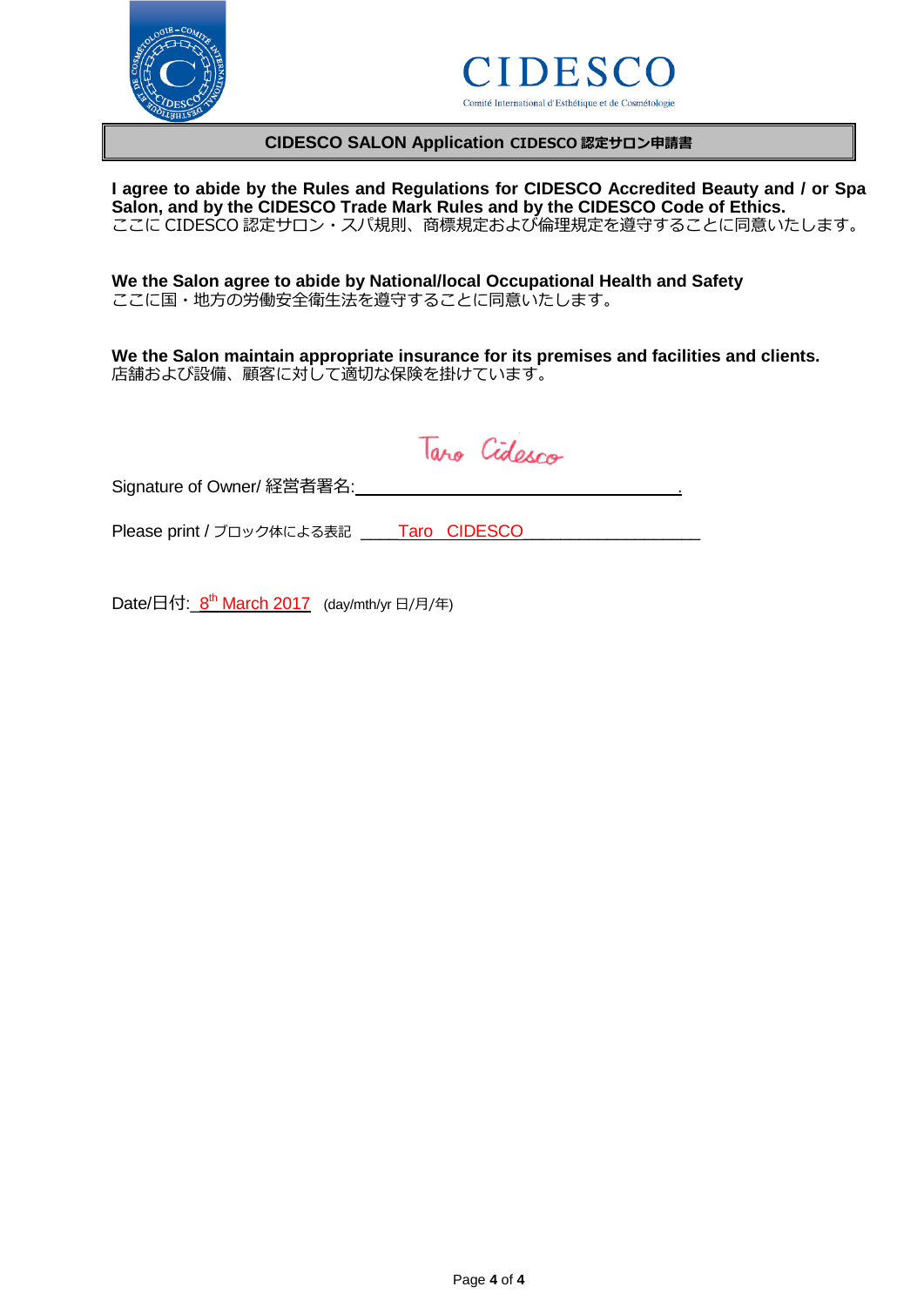CIDESCO

Comité International d'Esthétique et de Cosmétologie

**CIDESCO SALON Application CIDESCO 認定サロン申請書**

**I agree to abide by the Rules and Regulations for CIDESCO Accredited Beauty and / or Spa Salon, and by the CIDESCO Trade Mark Rules and by the CIDESCO Code of Ethics.**
ここに CIDESCO 認定サロン・スパ規則、商標規定および倫理規定を遵守することに同意いたします。

**We the Salon agree to abide by National/local Occupational Health and Safety**
ここに国・地方の労働安全衛生法を遵守することに同意いたします。

**We the Salon maintain appropriate insurance for its premises and facilities and clients.**
店舗および設備、顧客に対して適切な保険を掛けています。

Signature of Owner/ 経営者署名: Taro Cidesco

Please print / ブロック体による表記 Taro CIDESCO

Date/日付: 8th March 2017 (day/mth/yr 日/月/年)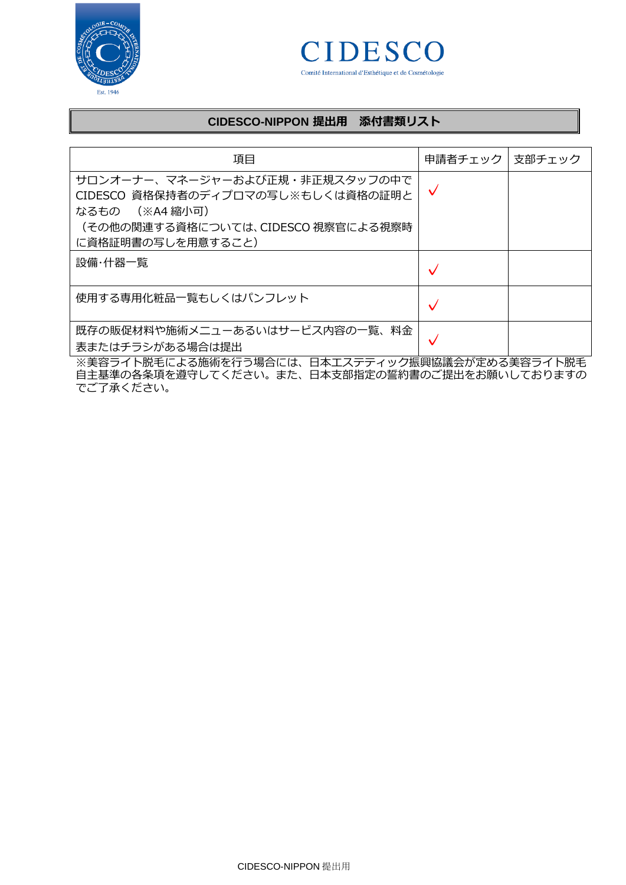CIDESCO

Comité International d'Esthétique et de Cosmétologie

## CIDESCO-NIPPON 提出用　添付書類リスト

| 項目 | 申請者チェック | 支部チェック |
| --- | --- | --- |
| サロンオーナー、マネージャーおよび正規・非正規スタッフの中でCIDESCO 資格保持者のディプロマの写し※もしくは資格の証明となるもの　（※A4 縮小可）<br>（その他の関連する資格については、CIDESCO 視察官による視察時に資格証明書の写しを用意すること） | √ | |
| 設備･什器一覧 | √ | |
| 使用する専用化粧品一覧もしくはパンフレット | √ | |
| 既存の販促材料や施術メニューあるいはサービス内容の一覧、料金表またはチラシがある場合は提出 | √ | |

※美容ライト脱毛による施術を行う場合には、日本エステティック振興協議会が定める美容ライト脱毛自主基準の各条項を遵守してください。また、日本支部指定の誓約書のご提出をお願いしておりますのでご了承ください。